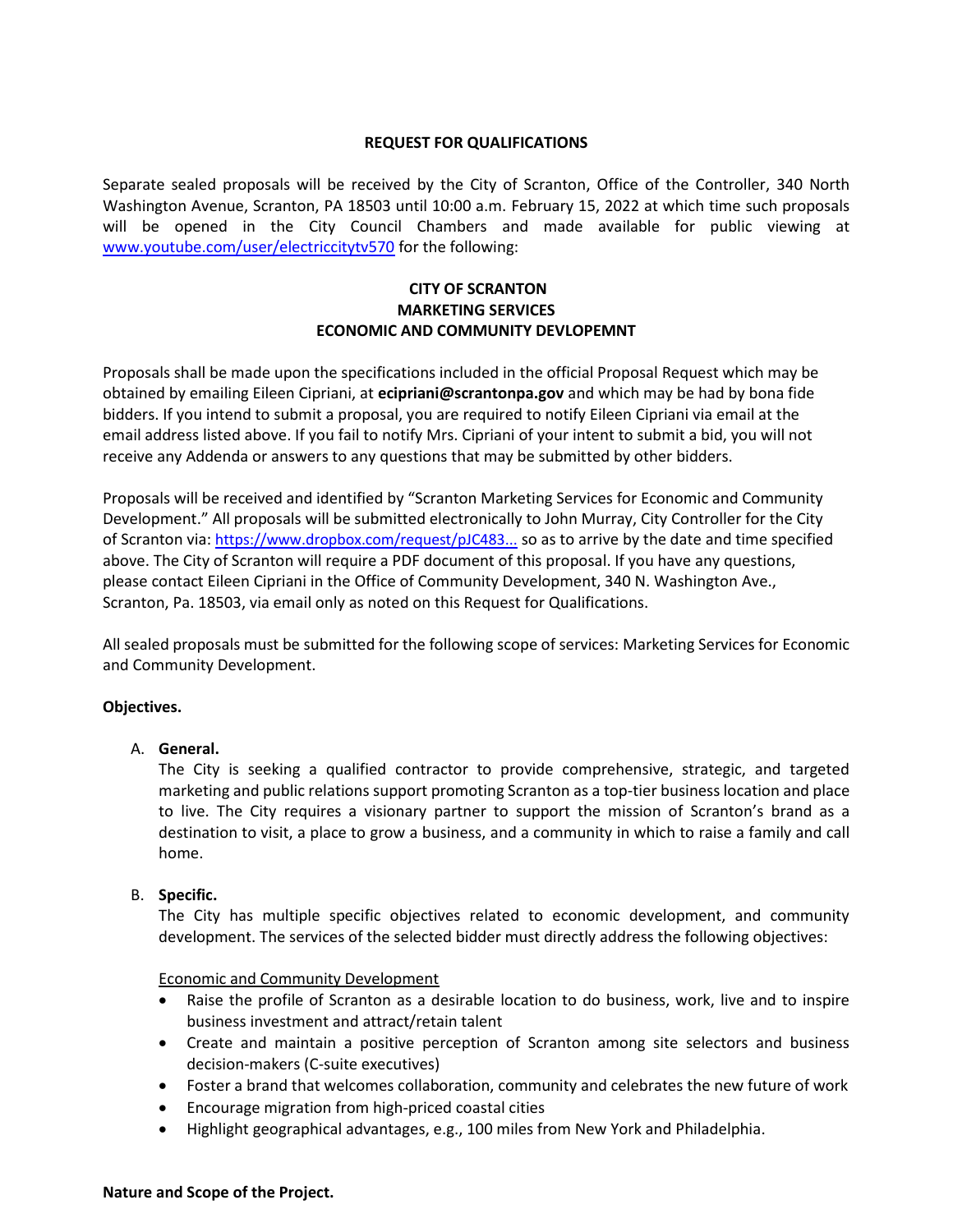# REQUEST FOR QUALIFICATIONS

Separate sealed proposals will be received by the City of Scranton, Office of the Controller, 340 North Washington Avenue, Scranton, PA 18503 until 10:00 a.m. February 15, 2022 at which time such proposals will be opened in the City Council Chambers and made available for public viewing at [www.youtube.com/user/electriccitytv570](www.youtube.com/user/electriccitytv570) for the following:

## CITY OF SCRANTON
## MARKETING SERVICES
## ECONOMIC AND COMMUNITY DEVLOPEMNT

Proposals shall be made upon the specifications included in the official Proposal Request which may be obtained by emailing Eileen Cipriani, at **ecipriani@scrantonpa.gov** and which may be had by bona fide bidders. If you intend to submit a proposal, you are required to notify Eileen Cipriani via email at the email address listed above. If you fail to notify Mrs. Cipriani of your intent to submit a bid, you will not receive any Addenda or answers to any questions that may be submitted by other bidders.

Proposals will be received and identified by "Scranton Marketing Services for Economic and Community Development." All proposals will be submitted electronically to John Murray, City Controller for the City of Scranton via: [https://www.dropbox.com/request/pJC483...](https://www.dropbox.com/request/pJC483...) so as to arrive by the date and time specified above. The City of Scranton will require a PDF document of this proposal. If you have any questions, please contact Eileen Cipriani in the Office of Community Development, 340 N. Washington Ave., Scranton, Pa. 18503, via email only as noted on this Request for Qualifications.

All sealed proposals must be submitted for the following scope of services: Marketing Services for Economic and Community Development.

**Objectives.**

A. **General.**
   The City is seeking a qualified contractor to provide comprehensive, strategic, and targeted marketing and public relations support promoting Scranton as a top-tier business location and place to live. The City requires a visionary partner to support the mission of Scranton's brand as a destination to visit, a place to grow a business, and a community in which to raise a family and call home.

B. **Specific.**
   The City has multiple specific objectives related to economic development, and community development. The services of the selected bidder must directly address the following objectives:

   Economic and Community Development

   - Raise the profile of Scranton as a desirable location to do business, work, live and to inspire business investment and attract/retain talent
   - Create and maintain a positive perception of Scranton among site selectors and business decision-makers (C-suite executives)
   - Foster a brand that welcomes collaboration, community and celebrates the new future of work
   - Encourage migration from high-priced coastal cities
   - Highlight geographical advantages, e.g., 100 miles from New York and Philadelphia.

**Nature and Scope of the Project.**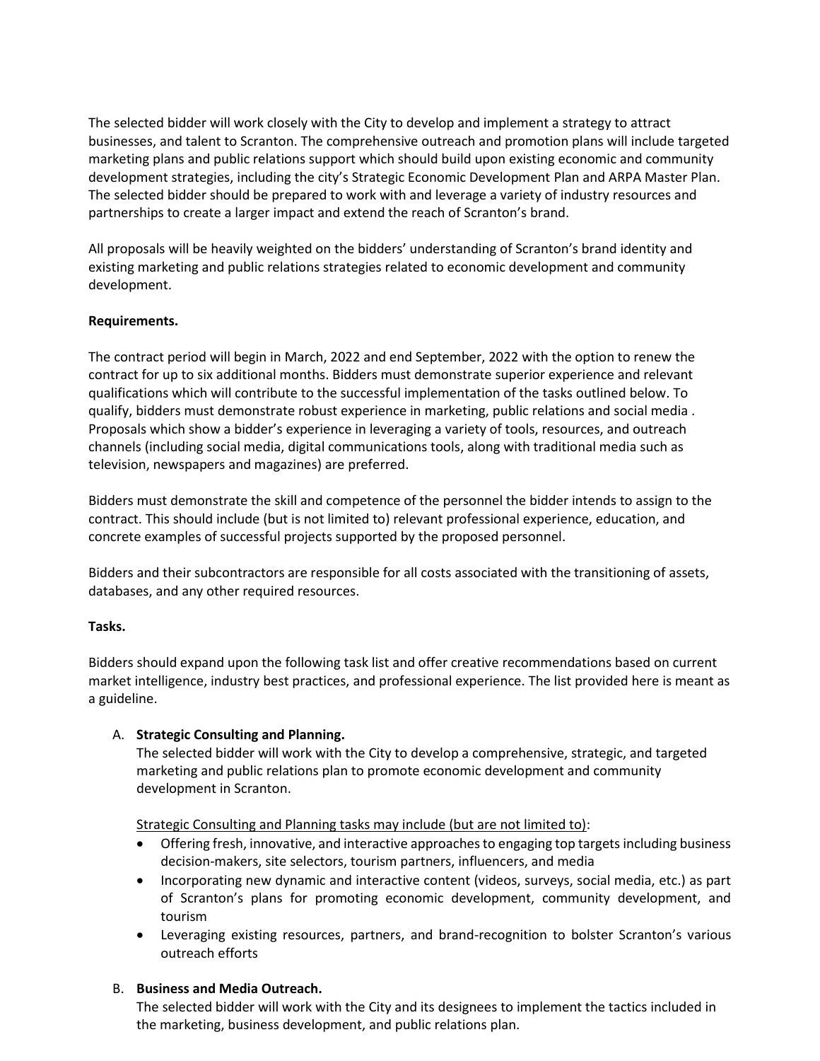The selected bidder will work closely with the City to develop and implement a strategy to attract businesses, and talent to Scranton. The comprehensive outreach and promotion plans will include targeted marketing plans and public relations support which should build upon existing economic and community development strategies, including the city's Strategic Economic Development Plan and ARPA Master Plan. The selected bidder should be prepared to work with and leverage a variety of industry resources and partnerships to create a larger impact and extend the reach of Scranton's brand.

All proposals will be heavily weighted on the bidders' understanding of Scranton's brand identity and existing marketing and public relations strategies related to economic development and community development.

**Requirements.**

The contract period will begin in March, 2022 and end September, 2022 with the option to renew the contract for up to six additional months. Bidders must demonstrate superior experience and relevant qualifications which will contribute to the successful implementation of the tasks outlined below. To qualify, bidders must demonstrate robust experience in marketing, public relations and social media . Proposals which show a bidder's experience in leveraging a variety of tools, resources, and outreach channels (including social media, digital communications tools, along with traditional media such as television, newspapers and magazines) are preferred.

Bidders must demonstrate the skill and competence of the personnel the bidder intends to assign to the contract. This should include (but is not limited to) relevant professional experience, education, and concrete examples of successful projects supported by the proposed personnel.

Bidders and their subcontractors are responsible for all costs associated with the transitioning of assets, databases, and any other required resources.

**Tasks.**

Bidders should expand upon the following task list and offer creative recommendations based on current market intelligence, industry best practices, and professional experience. The list provided here is meant as a guideline.

A. **Strategic Consulting and Planning.**
   The selected bidder will work with the City to develop a comprehensive, strategic, and targeted marketing and public relations plan to promote economic development and community development in Scranton.

   Strategic Consulting and Planning tasks may include (but are not limited to):

   - Offering fresh, innovative, and interactive approaches to engaging top targets including business decision-makers, site selectors, tourism partners, influencers, and media
   - Incorporating new dynamic and interactive content (videos, surveys, social media, etc.) as part of Scranton's plans for promoting economic development, community development, and tourism
   - Leveraging existing resources, partners, and brand-recognition to bolster Scranton's various outreach efforts

B. **Business and Media Outreach.**
   The selected bidder will work with the City and its designees to implement the tactics included in the marketing, business development, and public relations plan.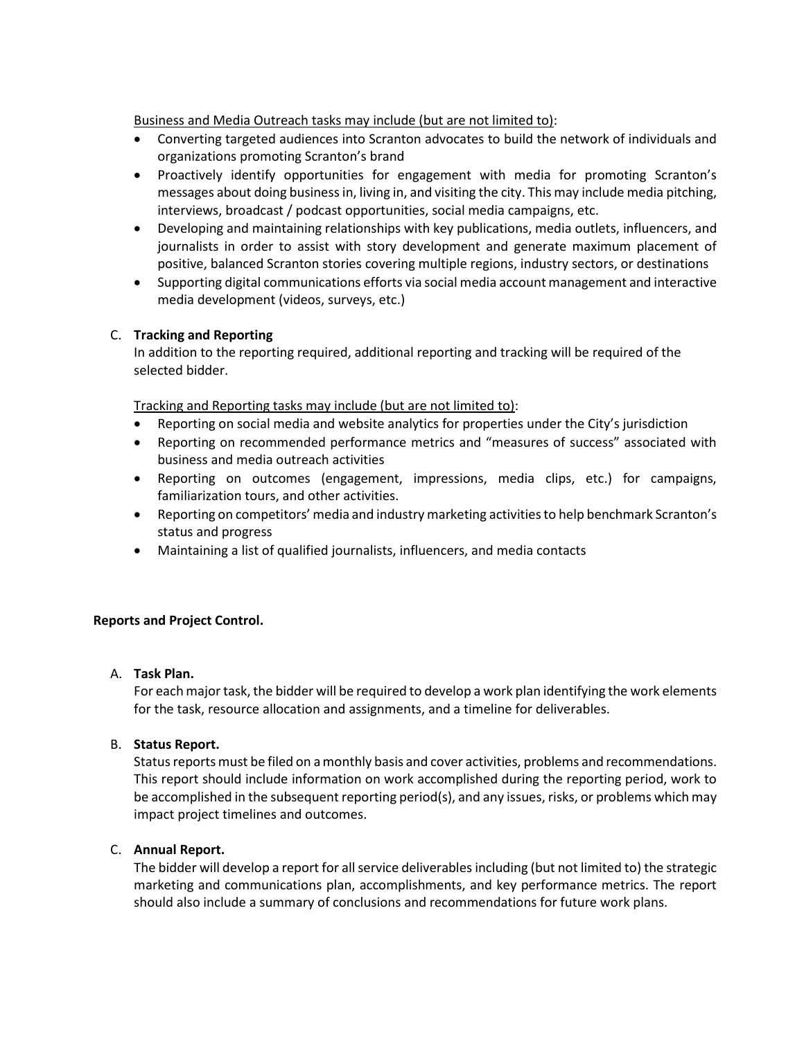Business and Media Outreach tasks may include (but are not limited to):

- Converting targeted audiences into Scranton advocates to build the network of individuals and organizations promoting Scranton's brand
- Proactively identify opportunities for engagement with media for promoting Scranton's messages about doing business in, living in, and visiting the city. This may include media pitching, interviews, broadcast / podcast opportunities, social media campaigns, etc.
- Developing and maintaining relationships with key publications, media outlets, influencers, and journalists in order to assist with story development and generate maximum placement of positive, balanced Scranton stories covering multiple regions, industry sectors, or destinations
- Supporting digital communications efforts via social media account management and interactive media development (videos, surveys, etc.)

C. **Tracking and Reporting**

In addition to the reporting required, additional reporting and tracking will be required of the selected bidder.

Tracking and Reporting tasks may include (but are not limited to):

- Reporting on social media and website analytics for properties under the City's jurisdiction
- Reporting on recommended performance metrics and "measures of success" associated with business and media outreach activities
- Reporting on outcomes (engagement, impressions, media clips, etc.) for campaigns, familiarization tours, and other activities.
- Reporting on competitors' media and industry marketing activities to help benchmark Scranton's status and progress
- Maintaining a list of qualified journalists, influencers, and media contacts

**Reports and Project Control.**

A. **Task Plan.**

For each major task, the bidder will be required to develop a work plan identifying the work elements for the task, resource allocation and assignments, and a timeline for deliverables.

B. **Status Report.**

Status reports must be filed on a monthly basis and cover activities, problems and recommendations. This report should include information on work accomplished during the reporting period, work to be accomplished in the subsequent reporting period(s), and any issues, risks, or problems which may impact project timelines and outcomes.

C. **Annual Report.**

The bidder will develop a report for all service deliverables including (but not limited to) the strategic marketing and communications plan, accomplishments, and key performance metrics. The report should also include a summary of conclusions and recommendations for future work plans.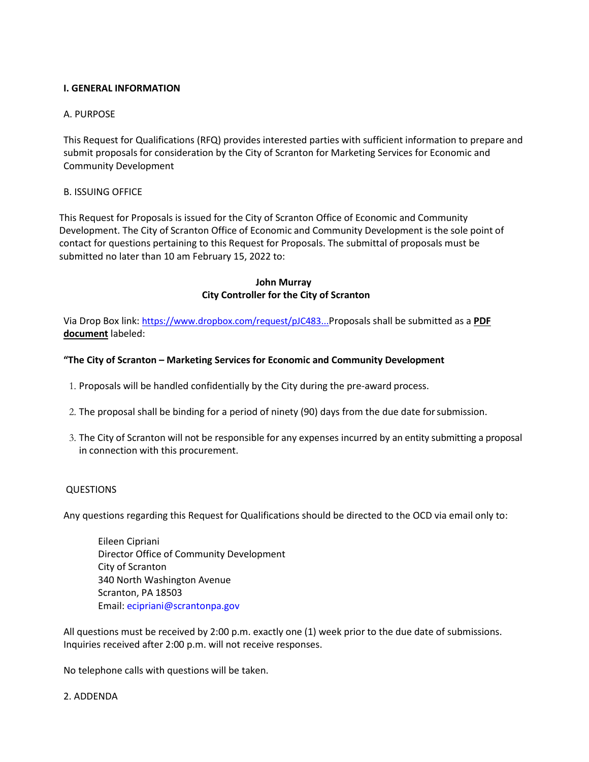## I. GENERAL INFORMATION

A. PURPOSE

This Request for Qualifications (RFQ) provides interested parties with sufficient information to prepare and submit proposals for consideration by the City of Scranton for Marketing Services for Economic and Community Development

B. ISSUING OFFICE

This Request for Proposals is issued for the City of Scranton Office of Economic and Community Development. The City of Scranton Office of Economic and Community Development is the sole point of contact for questions pertaining to this Request for Proposals. The submittal of proposals must be submitted no later than 10 am February 15, 2022 to:

**John Murray**
**City Controller for the City of Scranton**

Via Drop Box link: https://www.dropbox.com/request/pJC483...Proposals shall be submitted as a **PDF document** labeled:

**"The City of Scranton – Marketing Services for Economic and Community Development**

1. Proposals will be handled confidentially by the City during the pre-award process.
2. The proposal shall be binding for a period of ninety (90) days from the due date for submission.
3. The City of Scranton will not be responsible for any expenses incurred by an entity submitting a proposal in connection with this procurement.

QUESTIONS

Any questions regarding this Request for Qualifications should be directed to the OCD via email only to:

Eileen Cipriani
Director Office of Community Development
City of Scranton
340 North Washington Avenue
Scranton, PA 18503
Email: ecipriani@scrantonpa.gov

All questions must be received by 2:00 p.m. exactly one (1) week prior to the due date of submissions. Inquiries received after 2:00 p.m. will not receive responses.

No telephone calls with questions will be taken.

2. ADDENDA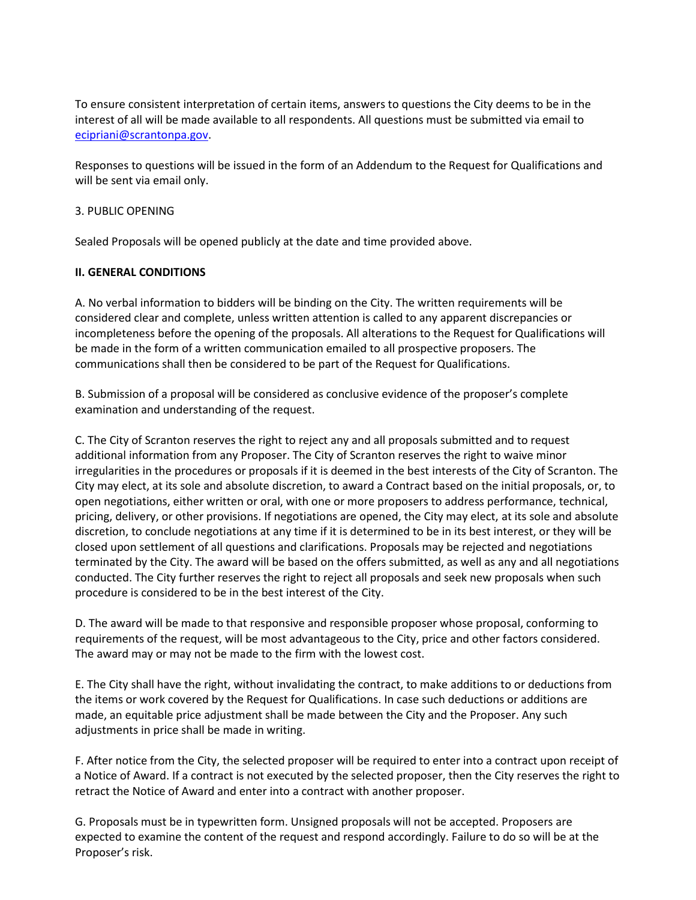To ensure consistent interpretation of certain items, answers to questions the City deems to be in the interest of all will be made available to all respondents. All questions must be submitted via email to [ecipriani@scrantonpa.gov](mailto:ecipriani@scrantonpa.gov).

Responses to questions will be issued in the form of an Addendum to the Request for Qualifications and will be sent via email only.

3. PUBLIC OPENING

Sealed Proposals will be opened publicly at the date and time provided above.

**II. GENERAL CONDITIONS**

A. No verbal information to bidders will be binding on the City. The written requirements will be considered clear and complete, unless written attention is called to any apparent discrepancies or incompleteness before the opening of the proposals. All alterations to the Request for Qualifications will be made in the form of a written communication emailed to all prospective proposers. The communications shall then be considered to be part of the Request for Qualifications.

B. Submission of a proposal will be considered as conclusive evidence of the proposer's complete examination and understanding of the request.

C. The City of Scranton reserves the right to reject any and all proposals submitted and to request additional information from any Proposer. The City of Scranton reserves the right to waive minor irregularities in the procedures or proposals if it is deemed in the best interests of the City of Scranton. The City may elect, at its sole and absolute discretion, to award a Contract based on the initial proposals, or, to open negotiations, either written or oral, with one or more proposers to address performance, technical, pricing, delivery, or other provisions. If negotiations are opened, the City may elect, at its sole and absolute discretion, to conclude negotiations at any time if it is determined to be in its best interest, or they will be closed upon settlement of all questions and clarifications. Proposals may be rejected and negotiations terminated by the City. The award will be based on the offers submitted, as well as any and all negotiations conducted. The City further reserves the right to reject all proposals and seek new proposals when such procedure is considered to be in the best interest of the City.

D. The award will be made to that responsive and responsible proposer whose proposal, conforming to requirements of the request, will be most advantageous to the City, price and other factors considered. The award may or may not be made to the firm with the lowest cost.

E. The City shall have the right, without invalidating the contract, to make additions to or deductions from the items or work covered by the Request for Qualifications. In case such deductions or additions are made, an equitable price adjustment shall be made between the City and the Proposer. Any such adjustments in price shall be made in writing.

F. After notice from the City, the selected proposer will be required to enter into a contract upon receipt of a Notice of Award. If a contract is not executed by the selected proposer, then the City reserves the right to retract the Notice of Award and enter into a contract with another proposer.

G. Proposals must be in typewritten form. Unsigned proposals will not be accepted. Proposers are expected to examine the content of the request and respond accordingly. Failure to do so will be at the Proposer's risk.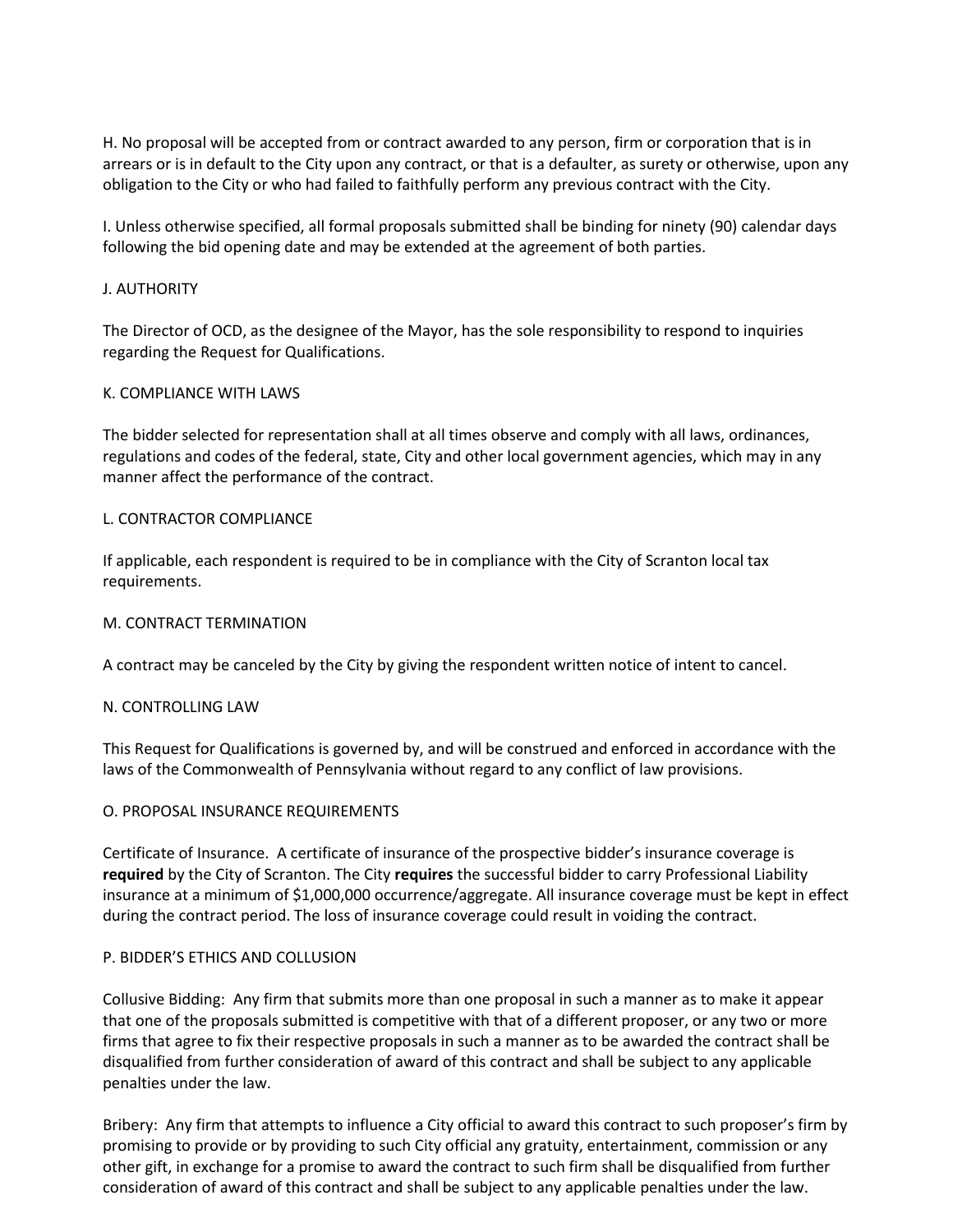H. No proposal will be accepted from or contract awarded to any person, firm or corporation that is in arrears or is in default to the City upon any contract, or that is a defaulter, as surety or otherwise, upon any obligation to the City or who had failed to faithfully perform any previous contract with the City.

I. Unless otherwise specified, all formal proposals submitted shall be binding for ninety (90) calendar days following the bid opening date and may be extended at the agreement of both parties.

J. AUTHORITY

The Director of OCD, as the designee of the Mayor, has the sole responsibility to respond to inquiries regarding the Request for Qualifications.

K. COMPLIANCE WITH LAWS

The bidder selected for representation shall at all times observe and comply with all laws, ordinances, regulations and codes of the federal, state, City and other local government agencies, which may in any manner affect the performance of the contract.

L. CONTRACTOR COMPLIANCE

If applicable, each respondent is required to be in compliance with the City of Scranton local tax requirements.

M. CONTRACT TERMINATION

A contract may be canceled by the City by giving the respondent written notice of intent to cancel.

N. CONTROLLING LAW

This Request for Qualifications is governed by, and will be construed and enforced in accordance with the laws of the Commonwealth of Pennsylvania without regard to any conflict of law provisions.

O. PROPOSAL INSURANCE REQUIREMENTS

Certificate of Insurance. A certificate of insurance of the prospective bidder's insurance coverage is **required** by the City of Scranton. The City **requires** the successful bidder to carry Professional Liability insurance at a minimum of $1,000,000 occurrence/aggregate. All insurance coverage must be kept in effect during the contract period. The loss of insurance coverage could result in voiding the contract.

P. BIDDER'S ETHICS AND COLLUSION

Collusive Bidding: Any firm that submits more than one proposal in such a manner as to make it appear that one of the proposals submitted is competitive with that of a different proposer, or any two or more firms that agree to fix their respective proposals in such a manner as to be awarded the contract shall be disqualified from further consideration of award of this contract and shall be subject to any applicable penalties under the law.

Bribery: Any firm that attempts to influence a City official to award this contract to such proposer's firm by promising to provide or by providing to such City official any gratuity, entertainment, commission or any other gift, in exchange for a promise to award the contract to such firm shall be disqualified from further consideration of award of this contract and shall be subject to any applicable penalties under the law.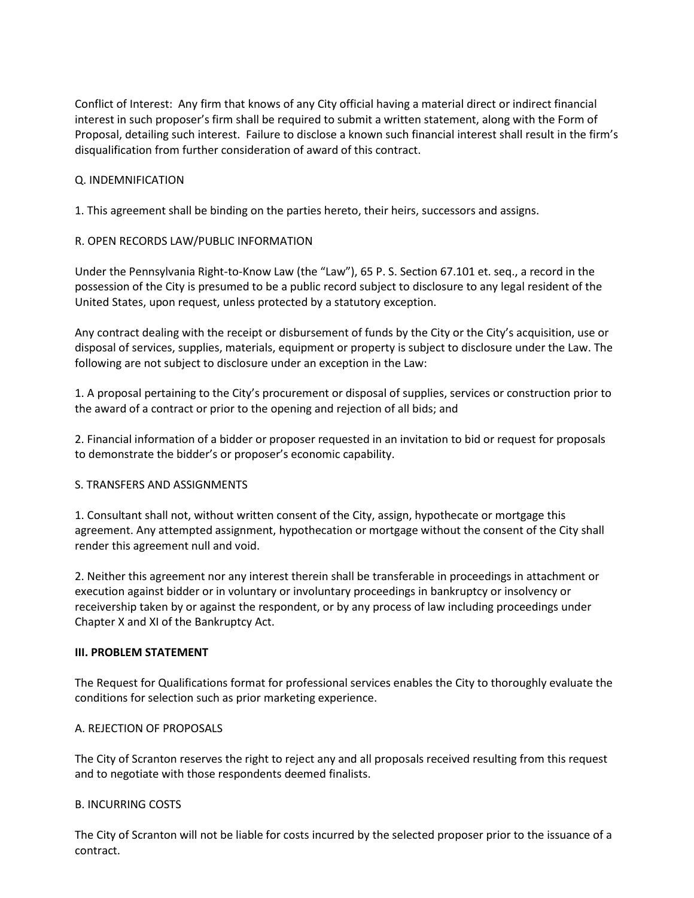Conflict of Interest: Any firm that knows of any City official having a material direct or indirect financial interest in such proposer's firm shall be required to submit a written statement, along with the Form of Proposal, detailing such interest. Failure to disclose a known such financial interest shall result in the firm's disqualification from further consideration of award of this contract.

Q. INDEMNIFICATION

1. This agreement shall be binding on the parties hereto, their heirs, successors and assigns.

R. OPEN RECORDS LAW/PUBLIC INFORMATION

Under the Pennsylvania Right-to-Know Law (the "Law"), 65 P. S. Section 67.101 et. seq., a record in the possession of the City is presumed to be a public record subject to disclosure to any legal resident of the United States, upon request, unless protected by a statutory exception.

Any contract dealing with the receipt or disbursement of funds by the City or the City's acquisition, use or disposal of services, supplies, materials, equipment or property is subject to disclosure under the Law. The following are not subject to disclosure under an exception in the Law:

1. A proposal pertaining to the City's procurement or disposal of supplies, services or construction prior to the award of a contract or prior to the opening and rejection of all bids; and

2. Financial information of a bidder or proposer requested in an invitation to bid or request for proposals to demonstrate the bidder's or proposer's economic capability.

S. TRANSFERS AND ASSIGNMENTS

1. Consultant shall not, without written consent of the City, assign, hypothecate or mortgage this agreement. Any attempted assignment, hypothecation or mortgage without the consent of the City shall render this agreement null and void.

2. Neither this agreement nor any interest therein shall be transferable in proceedings in attachment or execution against bidder or in voluntary or involuntary proceedings in bankruptcy or insolvency or receivership taken by or against the respondent, or by any process of law including proceedings under Chapter X and XI of the Bankruptcy Act.

**III. PROBLEM STATEMENT**

The Request for Qualifications format for professional services enables the City to thoroughly evaluate the conditions for selection such as prior marketing experience.

A. REJECTION OF PROPOSALS

The City of Scranton reserves the right to reject any and all proposals received resulting from this request and to negotiate with those respondents deemed finalists.

B. INCURRING COSTS

The City of Scranton will not be liable for costs incurred by the selected proposer prior to the issuance of a contract.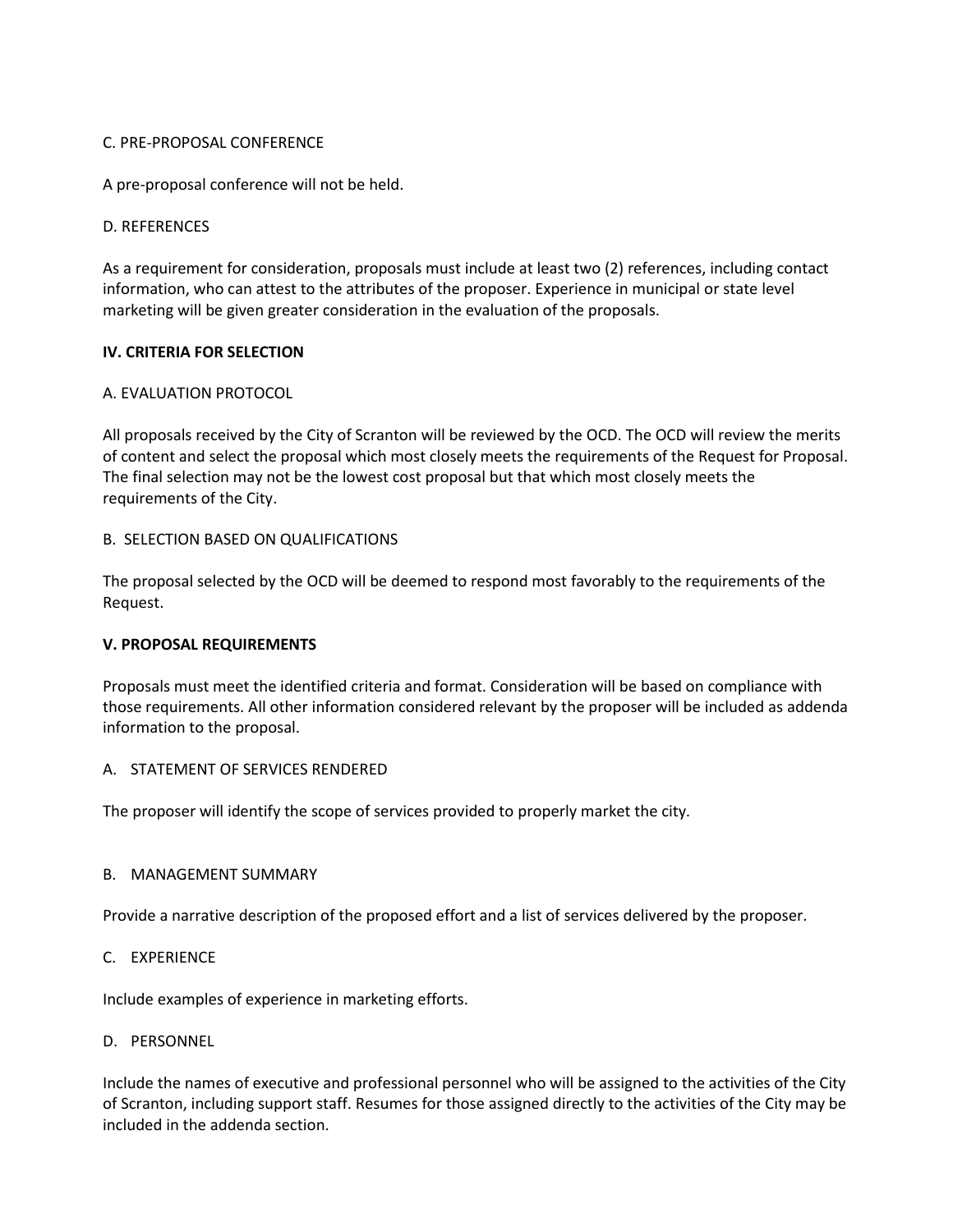C. PRE-PROPOSAL CONFERENCE

A pre-proposal conference will not be held.

D. REFERENCES

As a requirement for consideration, proposals must include at least two (2) references, including contact information, who can attest to the attributes of the proposer. Experience in municipal or state level marketing will be given greater consideration in the evaluation of the proposals.

## IV. CRITERIA FOR SELECTION

A. EVALUATION PROTOCOL

All proposals received by the City of Scranton will be reviewed by the OCD. The OCD will review the merits of content and select the proposal which most closely meets the requirements of the Request for Proposal. The final selection may not be the lowest cost proposal but that which most closely meets the requirements of the City.

B. SELECTION BASED ON QUALIFICATIONS

The proposal selected by the OCD will be deemed to respond most favorably to the requirements of the Request.

## V. PROPOSAL REQUIREMENTS

Proposals must meet the identified criteria and format. Consideration will be based on compliance with those requirements. All other information considered relevant by the proposer will be included as addenda information to the proposal.

A. STATEMENT OF SERVICES RENDERED

The proposer will identify the scope of services provided to properly market the city.

B. MANAGEMENT SUMMARY

Provide a narrative description of the proposed effort and a list of services delivered by the proposer.

C. EXPERIENCE

Include examples of experience in marketing efforts.

D. PERSONNEL

Include the names of executive and professional personnel who will be assigned to the activities of the City of Scranton, including support staff. Resumes for those assigned directly to the activities of the City may be included in the addenda section.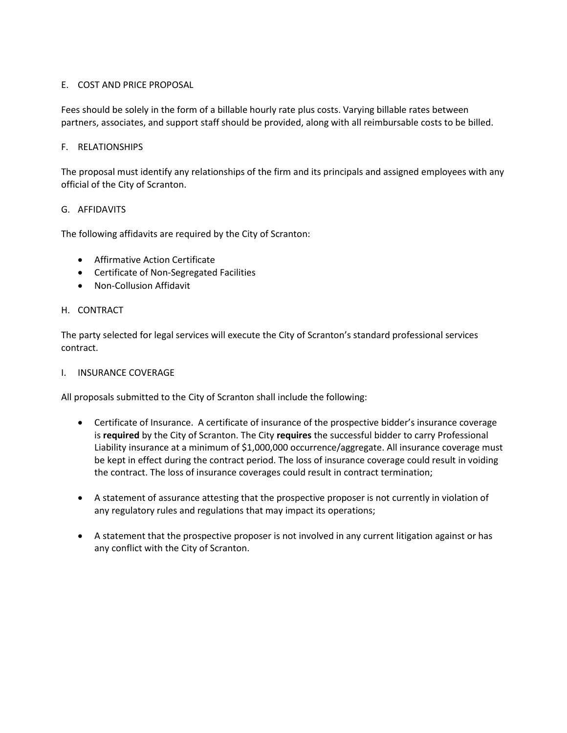## E. COST AND PRICE PROPOSAL

Fees should be solely in the form of a billable hourly rate plus costs. Varying billable rates between partners, associates, and support staff should be provided, along with all reimbursable costs to be billed.

## F. RELATIONSHIPS

The proposal must identify any relationships of the firm and its principals and assigned employees with any official of the City of Scranton.

## G. AFFIDAVITS

The following affidavits are required by the City of Scranton:

- Affirmative Action Certificate
- Certificate of Non-Segregated Facilities
- Non-Collusion Affidavit

## H. CONTRACT

The party selected for legal services will execute the City of Scranton's standard professional services contract.

## I. INSURANCE COVERAGE

All proposals submitted to the City of Scranton shall include the following:

- Certificate of Insurance. A certificate of insurance of the prospective bidder's insurance coverage is **required** by the City of Scranton. The City **requires** the successful bidder to carry Professional Liability insurance at a minimum of $1,000,000 occurrence/aggregate. All insurance coverage must be kept in effect during the contract period. The loss of insurance coverage could result in voiding the contract. The loss of insurance coverages could result in contract termination;

- A statement of assurance attesting that the prospective proposer is not currently in violation of any regulatory rules and regulations that may impact its operations;

- A statement that the prospective proposer is not involved in any current litigation against or has any conflict with the City of Scranton.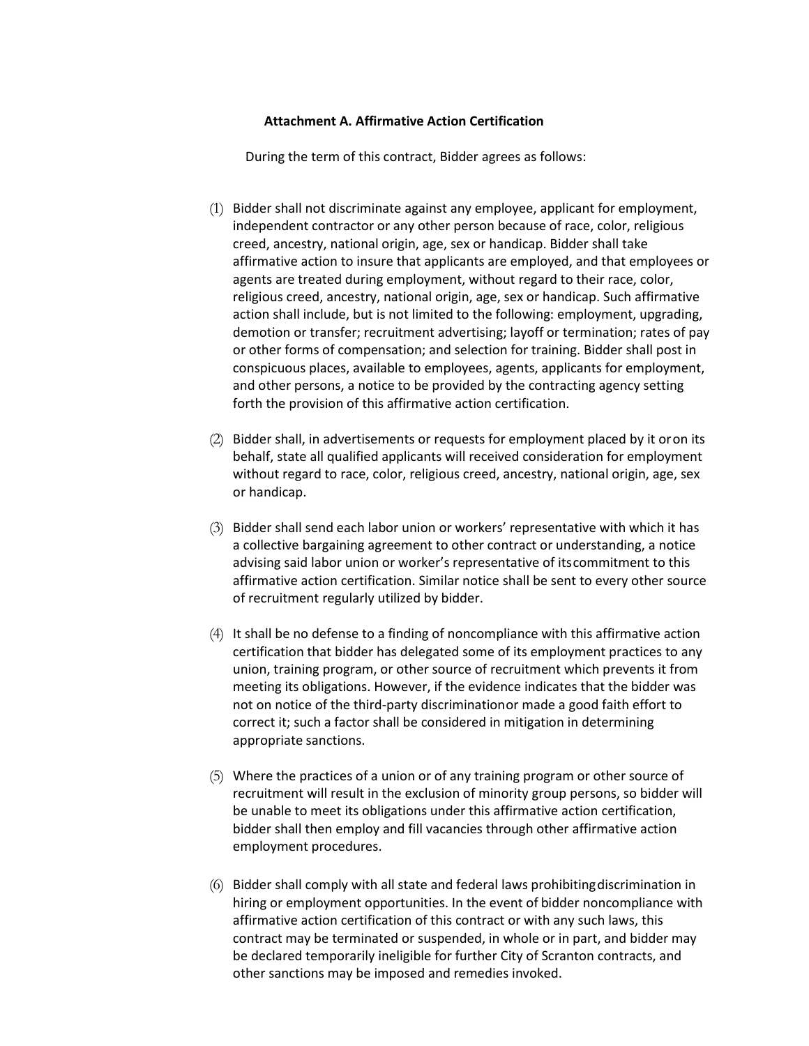**Attachment A. Affirmative Action Certification**

During the term of this contract, Bidder agrees as follows:

(1) Bidder shall not discriminate against any employee, applicant for employment, independent contractor or any other person because of race, color, religious creed, ancestry, national origin, age, sex or handicap. Bidder shall take affirmative action to insure that applicants are employed, and that employees or agents are treated during employment, without regard to their race, color, religious creed, ancestry, national origin, age, sex or handicap. Such affirmative action shall include, but is not limited to the following: employment, upgrading, demotion or transfer; recruitment advertising; layoff or termination; rates of pay or other forms of compensation; and selection for training. Bidder shall post in conspicuous places, available to employees, agents, applicants for employment, and other persons, a notice to be provided by the contracting agency setting forth the provision of this affirmative action certification.

(2) Bidder shall, in advertisements or requests for employment placed by it oron its behalf, state all qualified applicants will received consideration for employment without regard to race, color, religious creed, ancestry, national origin, age, sex or handicap.

(3) Bidder shall send each labor union or workers' representative with which it has a collective bargaining agreement to other contract or understanding, a notice advising said labor union or worker's representative of itscommitment to this affirmative action certification. Similar notice shall be sent to every other source of recruitment regularly utilized by bidder.

(4) It shall be no defense to a finding of noncompliance with this affirmative action certification that bidder has delegated some of its employment practices to any union, training program, or other source of recruitment which prevents it from meeting its obligations. However, if the evidence indicates that the bidder was not on notice of the third-party discriminationor made a good faith effort to correct it; such a factor shall be considered in mitigation in determining appropriate sanctions.

(5) Where the practices of a union or of any training program or other source of recruitment will result in the exclusion of minority group persons, so bidder will be unable to meet its obligations under this affirmative action certification, bidder shall then employ and fill vacancies through other affirmative action employment procedures.

(6) Bidder shall comply with all state and federal laws prohibitingdiscrimination in hiring or employment opportunities. In the event of bidder noncompliance with affirmative action certification of this contract or with any such laws, this contract may be terminated or suspended, in whole or in part, and bidder may be declared temporarily ineligible for further City of Scranton contracts, and other sanctions may be imposed and remedies invoked.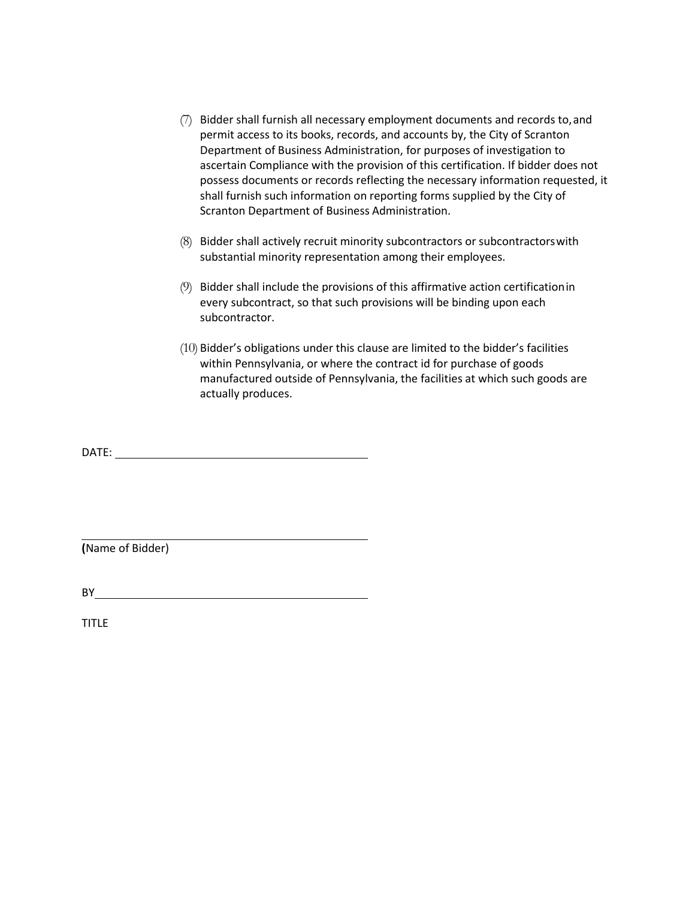(7) Bidder shall furnish all necessary employment documents and records to, and permit access to its books, records, and accounts by, the City of Scranton Department of Business Administration, for purposes of investigation to ascertain Compliance with the provision of this certification. If bidder does not possess documents or records reflecting the necessary information requested, it shall furnish such information on reporting forms supplied by the City of Scranton Department of Business Administration.

(8) Bidder shall actively recruit minority subcontractors or subcontractors with substantial minority representation among their employees.

(9) Bidder shall include the provisions of this affirmative action certification in every subcontract, so that such provisions will be binding upon each subcontractor.

(10) Bidder's obligations under this clause are limited to the bidder's facilities within Pennsylvania, or where the contract id for purchase of goods manufactured outside of Pennsylvania, the facilities at which such goods are actually produces.

DATE: ______________________________

______________________________

**(**Name of Bidder)

BY______________________________

TITLE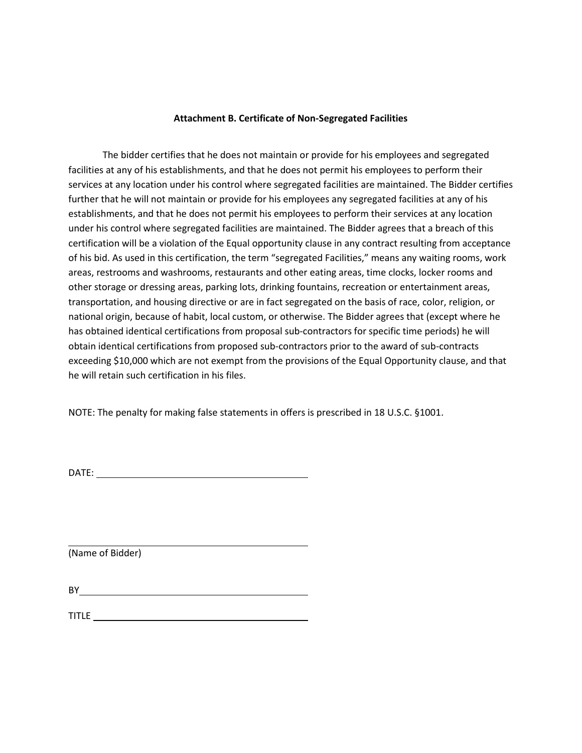**Attachment B. Certificate of Non-Segregated Facilities**

The bidder certifies that he does not maintain or provide for his employees and segregated facilities at any of his establishments, and that he does not permit his employees to perform their services at any location under his control where segregated facilities are maintained. The Bidder certifies further that he will not maintain or provide for his employees any segregated facilities at any of his establishments, and that he does not permit his employees to perform their services at any location under his control where segregated facilities are maintained. The Bidder agrees that a breach of this certification will be a violation of the Equal opportunity clause in any contract resulting from acceptance of his bid. As used in this certification, the term "segregated Facilities," means any waiting rooms, work areas, restrooms and washrooms, restaurants and other eating areas, time clocks, locker rooms and other storage or dressing areas, parking lots, drinking fountains, recreation or entertainment areas, transportation, and housing directive or are in fact segregated on the basis of race, color, religion, or national origin, because of habit, local custom, or otherwise. The Bidder agrees that (except where he has obtained identical certifications from proposal sub-contractors for specific time periods) he will obtain identical certifications from proposed sub-contractors prior to the award of sub-contracts exceeding $10,000 which are not exempt from the provisions of the Equal Opportunity clause, and that he will retain such certification in his files.

NOTE: The penalty for making false statements in offers is prescribed in 18 U.S.C. §1001.

DATE: ______________________________

______________________________
(Name of Bidder)

BY______________________________

TITLE ______________________________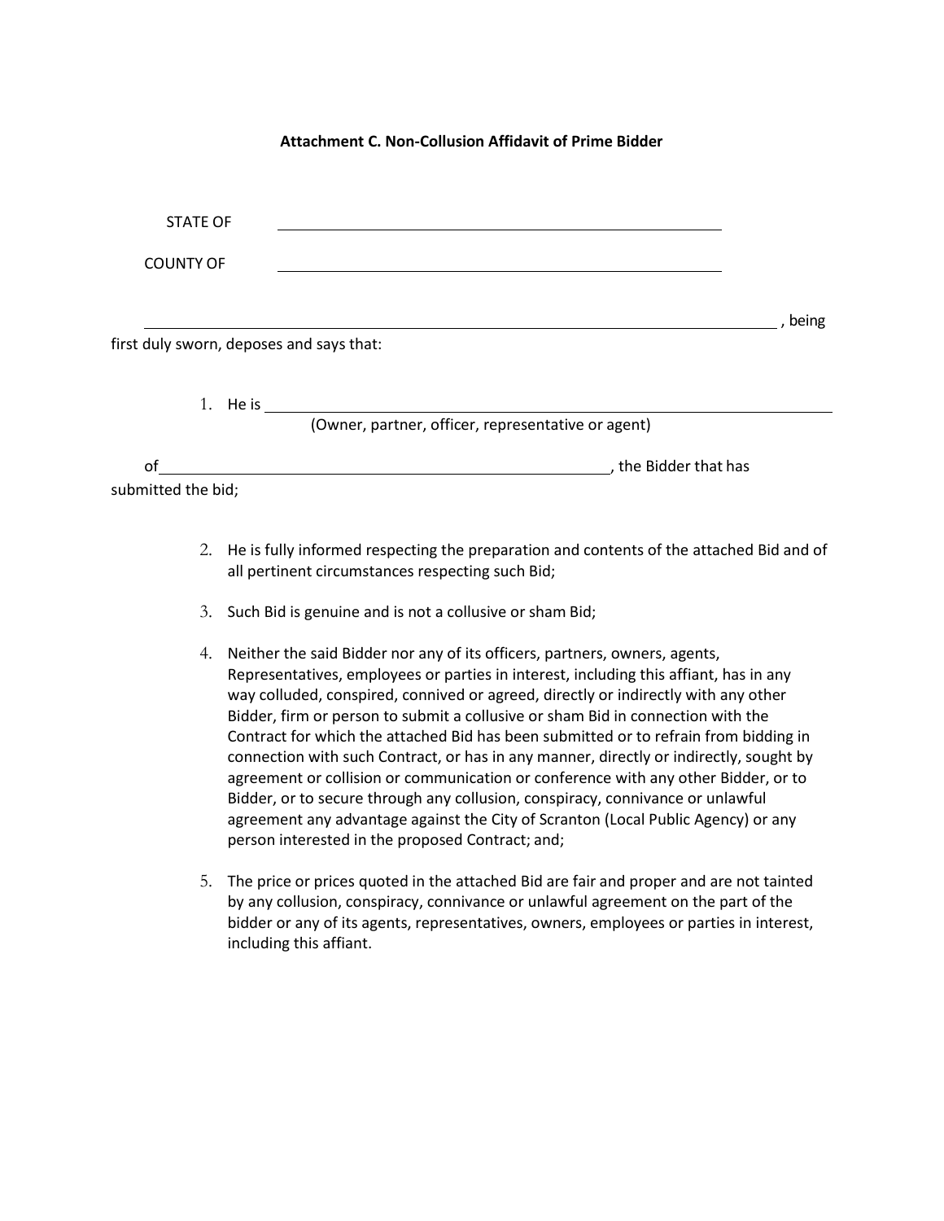**Attachment C. Non-Collusion Affidavit of Prime Bidder**

STATE OF ____________________________________________

COUNTY OF ____________________________________________

______________________________________________________________________, being first duly sworn, deposes and says that:

1. He is ______________________________________________________________
   (Owner, partner, officer, representative or agent)

of ____________________________________________________, the Bidder that has submitted the bid;

2. He is fully informed respecting the preparation and contents of the attached Bid and of all pertinent circumstances respecting such Bid;

3. Such Bid is genuine and is not a collusive or sham Bid;

4. Neither the said Bidder nor any of its officers, partners, owners, agents, Representatives, employees or parties in interest, including this affiant, has in any way colluded, conspired, connived or agreed, directly or indirectly with any other Bidder, firm or person to submit a collusive or sham Bid in connection with the Contract for which the attached Bid has been submitted or to refrain from bidding in connection with such Contract, or has in any manner, directly or indirectly, sought by agreement or collision or communication or conference with any other Bidder, or to Bidder, or to secure through any collusion, conspiracy, connivance or unlawful agreement any advantage against the City of Scranton (Local Public Agency) or any person interested in the proposed Contract; and;

5. The price or prices quoted in the attached Bid are fair and proper and are not tainted by any collusion, conspiracy, connivance or unlawful agreement on the part of the bidder or any of its agents, representatives, owners, employees or parties in interest, including this affiant.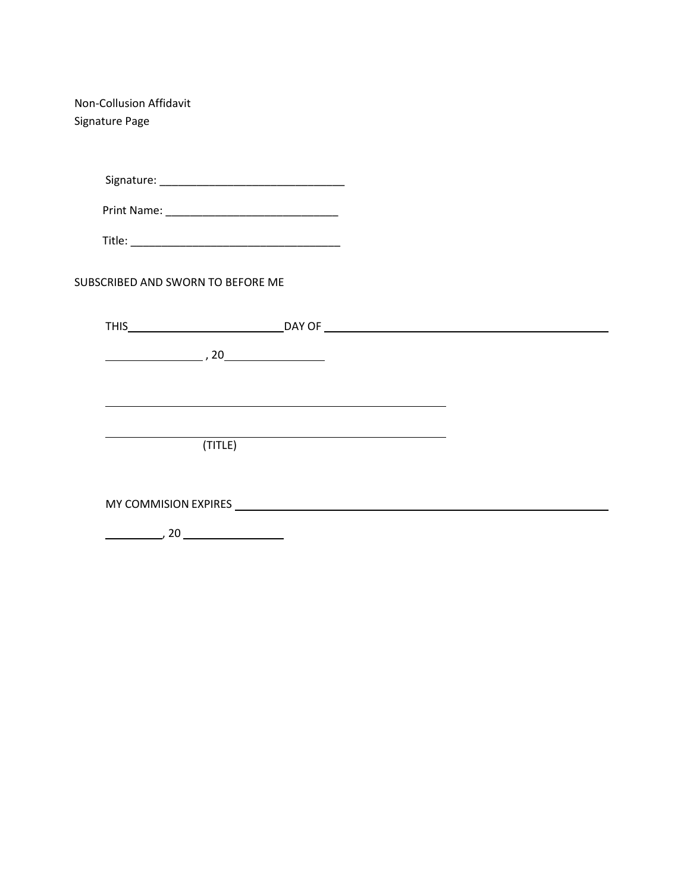Non-Collusion Affidavit
Signature Page

Signature: ______________________________

Print Name: ____________________________

Title: __________________________________

SUBSCRIBED AND SWORN TO BEFORE ME

THIS________________________DAY OF ____________________________________________

_______________ , 20_______________

_____________________________________________________

_____________________________________________________
(TITLE)

MY COMMISION EXPIRES ____________________________________________________________

_________, 20 _______________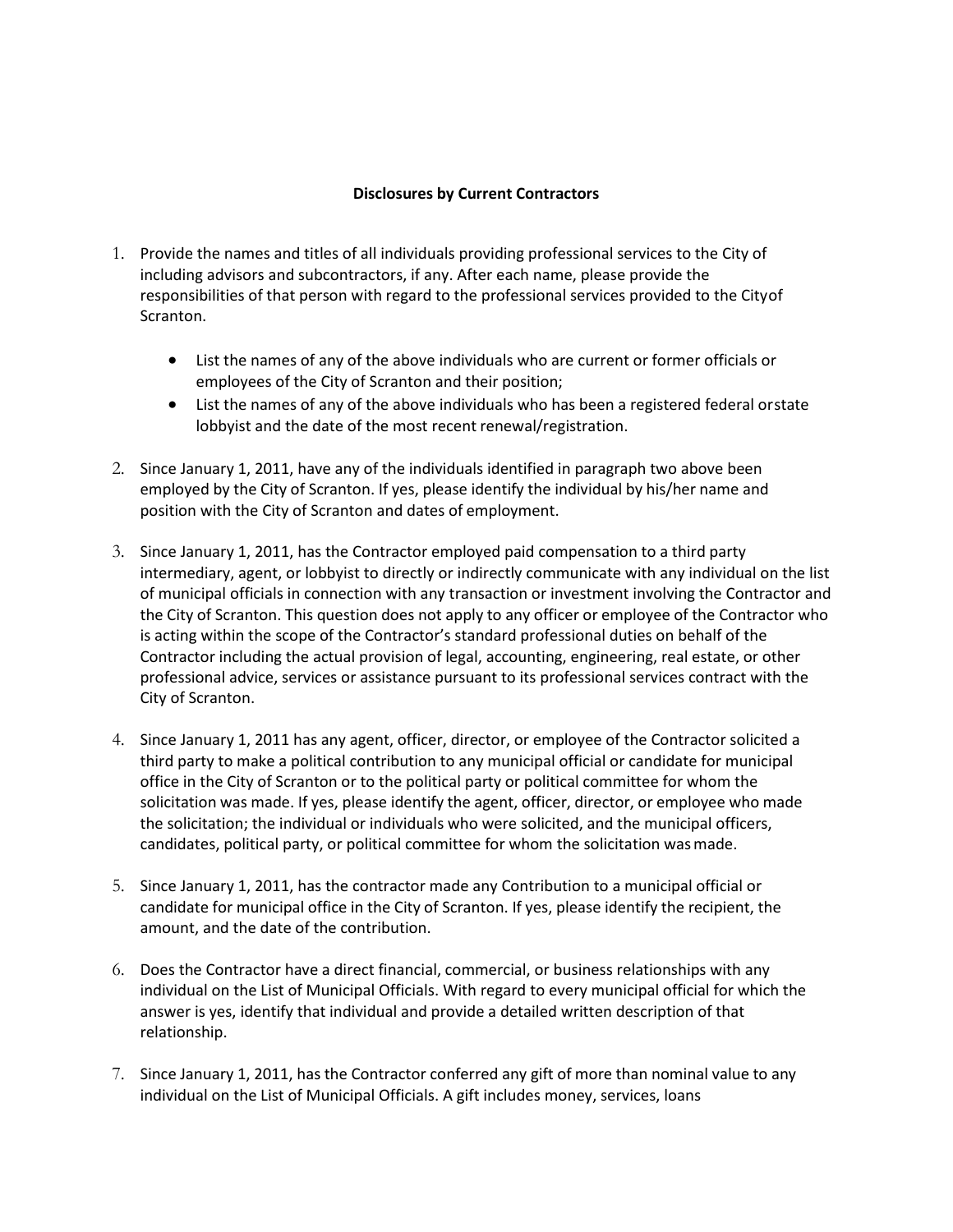**Disclosures by Current Contractors**

1. Provide the names and titles of all individuals providing professional services to the City of including advisors and subcontractors, if any. After each name, please provide the responsibilities of that person with regard to the professional services provided to the Cityof Scranton.

   - List the names of any of the above individuals who are current or former officials or employees of the City of Scranton and their position;
   - List the names of any of the above individuals who has been a registered federal orstate lobbyist and the date of the most recent renewal/registration.

2. Since January 1, 2011, have any of the individuals identified in paragraph two above been employed by the City of Scranton. If yes, please identify the individual by his/her name and position with the City of Scranton and dates of employment.

3. Since January 1, 2011, has the Contractor employed paid compensation to a third party intermediary, agent, or lobbyist to directly or indirectly communicate with any individual on the list of municipal officials in connection with any transaction or investment involving the Contractor and the City of Scranton. This question does not apply to any officer or employee of the Contractor who is acting within the scope of the Contractor's standard professional duties on behalf of the Contractor including the actual provision of legal, accounting, engineering, real estate, or other professional advice, services or assistance pursuant to its professional services contract with the City of Scranton.

4. Since January 1, 2011 has any agent, officer, director, or employee of the Contractor solicited a third party to make a political contribution to any municipal official or candidate for municipal office in the City of Scranton or to the political party or political committee for whom the solicitation was made. If yes, please identify the agent, officer, director, or employee who made the solicitation; the individual or individuals who were solicited, and the municipal officers, candidates, political party, or political committee for whom the solicitation wasmade.

5. Since January 1, 2011, has the contractor made any Contribution to a municipal official or candidate for municipal office in the City of Scranton. If yes, please identify the recipient, the amount, and the date of the contribution.

6. Does the Contractor have a direct financial, commercial, or business relationships with any individual on the List of Municipal Officials. With regard to every municipal official for which the answer is yes, identify that individual and provide a detailed written description of that relationship.

7. Since January 1, 2011, has the Contractor conferred any gift of more than nominal value to any individual on the List of Municipal Officials. A gift includes money, services, loans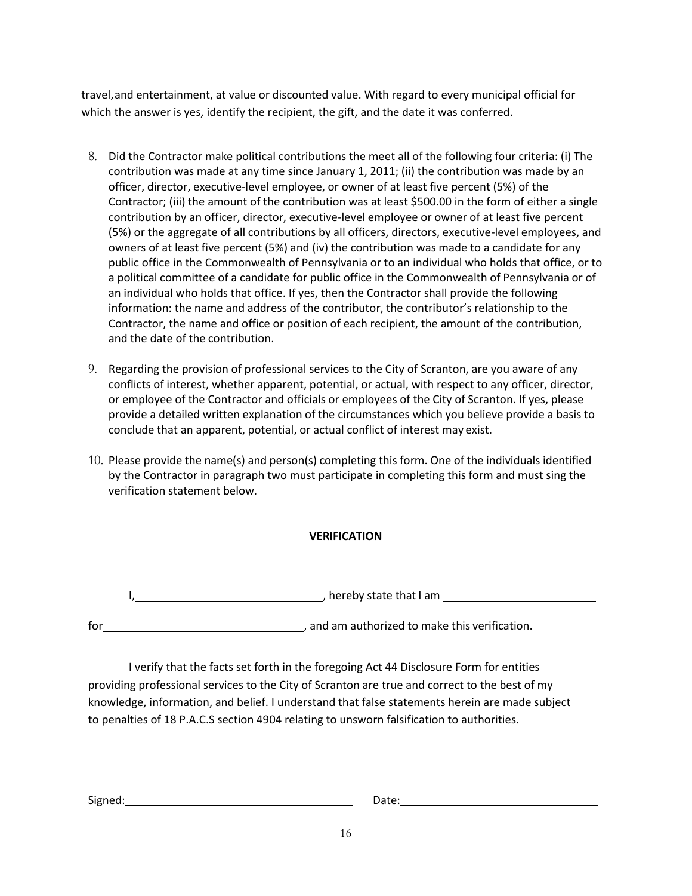travel, and entertainment, at value or discounted value. With regard to every municipal official for which the answer is yes, identify the recipient, the gift, and the date it was conferred.

8. Did the Contractor make political contributions the meet all of the following four criteria: (i) The contribution was made at any time since January 1, 2011; (ii) the contribution was made by an officer, director, executive-level employee, or owner of at least five percent (5%) of the Contractor; (iii) the amount of the contribution was at least $500.00 in the form of either a single contribution by an officer, director, executive-level employee or owner of at least five percent (5%) or the aggregate of all contributions by all officers, directors, executive-level employees, and owners of at least five percent (5%) and (iv) the contribution was made to a candidate for any public office in the Commonwealth of Pennsylvania or to an individual who holds that office, or to a political committee of a candidate for public office in the Commonwealth of Pennsylvania or of an individual who holds that office. If yes, then the Contractor shall provide the following information: the name and address of the contributor, the contributor's relationship to the Contractor, the name and office or position of each recipient, the amount of the contribution, and the date of the contribution.

9. Regarding the provision of professional services to the City of Scranton, are you aware of any conflicts of interest, whether apparent, potential, or actual, with respect to any officer, director, or employee of the Contractor and officials or employees of the City of Scranton. If yes, please provide a detailed written explanation of the circumstances which you believe provide a basis to conclude that an apparent, potential, or actual conflict of interest may exist.

10. Please provide the name(s) and person(s) completing this form. One of the individuals identified by the Contractor in paragraph two must participate in completing this form and must sing the verification statement below.

**VERIFICATION**

I, ______________________________, hereby state that I am _________________________

for _________________________________, and am authorized to make this verification.

I verify that the facts set forth in the foregoing Act 44 Disclosure Form for entities providing professional services to the City of Scranton are true and correct to the best of my knowledge, information, and belief. I understand that false statements herein are made subject to penalties of 18 P.A.C.S section 4904 relating to unsworn falsification to authorities.

Signed: ______________________________________ Date: ________________________________